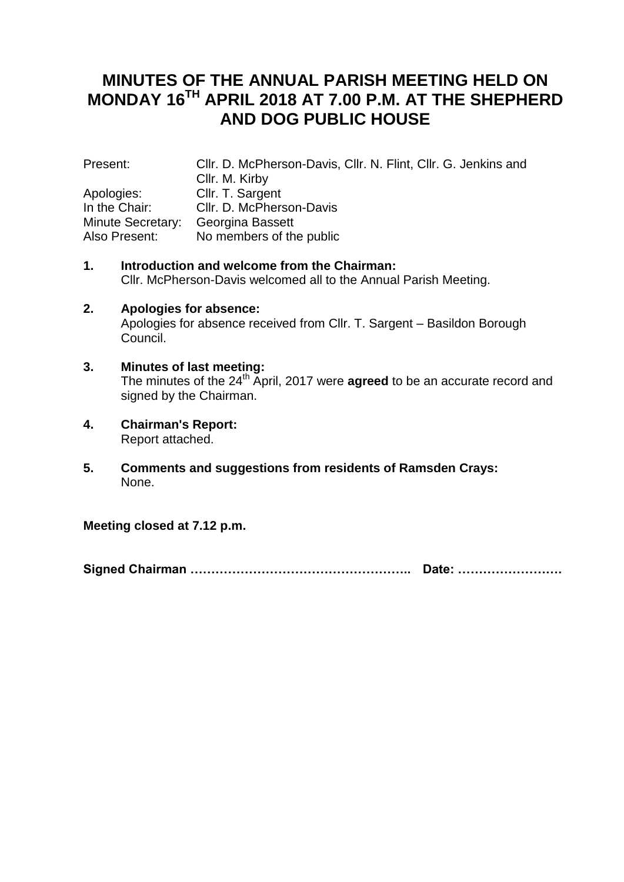# MINUTES OF THE ANNUAL PARISH MEETING HELD ON MONDAY 16TH APRIL 2018 AT 7.00 P.M. AT THE SHEPHERD AND DOG PUBLIC HOUSE

| | |
|---|---|
| Present: | Cllr. D. McPherson-Davis, Cllr. N. Flint, Cllr. G. Jenkins and Cllr. M. Kirby |
| Apologies: | Cllr. T. Sargent |
| In the Chair: | Cllr. D. McPherson-Davis |
| Minute Secretary: | Georgina Bassett |
| Also Present: | No members of the public |

**1. Introduction and welcome from the Chairman:**
Cllr. McPherson-Davis welcomed all to the Annual Parish Meeting.

**2. Apologies for absence:**
Apologies for absence received from Cllr. T. Sargent – Basildon Borough Council.

**3. Minutes of last meeting:**
The minutes of the 24th April, 2017 were **agreed** to be an accurate record and signed by the Chairman.

**4. Chairman's Report:**
Report attached.

**5. Comments and suggestions from residents of Ramsden Crays:**
None.

**Meeting closed at 7.12 p.m.**

**Signed Chairman …………………………………………….. Date: …………………….**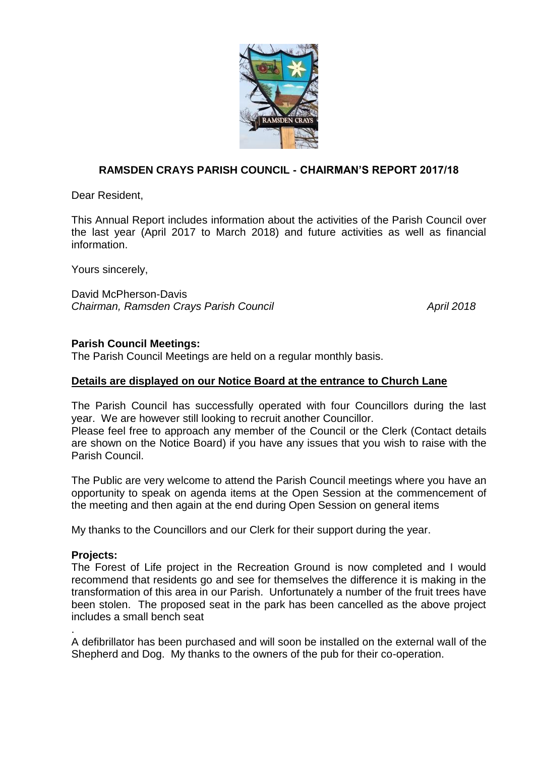## RAMSDEN CRAYS PARISH COUNCIL - CHAIRMAN'S REPORT 2017/18

Dear Resident,

This Annual Report includes information about the activities of the Parish Council over the last year (April 2017 to March 2018) and future activities as well as financial information.

Yours sincerely,

David McPherson-Davis
*Chairman, Ramsden Crays Parish Council* *April 2018*

**Parish Council Meetings:**
The Parish Council Meetings are held on a regular monthly basis.

**Details are displayed on our Notice Board at the entrance to Church Lane**

The Parish Council has successfully operated with four Councillors during the last year. We are however still looking to recruit another Councillor.
Please feel free to approach any member of the Council or the Clerk (Contact details are shown on the Notice Board) if you have any issues that you wish to raise with the Parish Council.

The Public are very welcome to attend the Parish Council meetings where you have an opportunity to speak on agenda items at the Open Session at the commencement of the meeting and then again at the end during Open Session on general items

My thanks to the Councillors and our Clerk for their support during the year.

**Projects:**
The Forest of Life project in the Recreation Ground is now completed and I would recommend that residents go and see for themselves the difference it is making in the transformation of this area in our Parish. Unfortunately a number of the fruit trees have been stolen. The proposed seat in the park has been cancelled as the above project includes a small bench seat

.
A defibrillator has been purchased and will soon be installed on the external wall of the Shepherd and Dog. My thanks to the owners of the pub for their co-operation.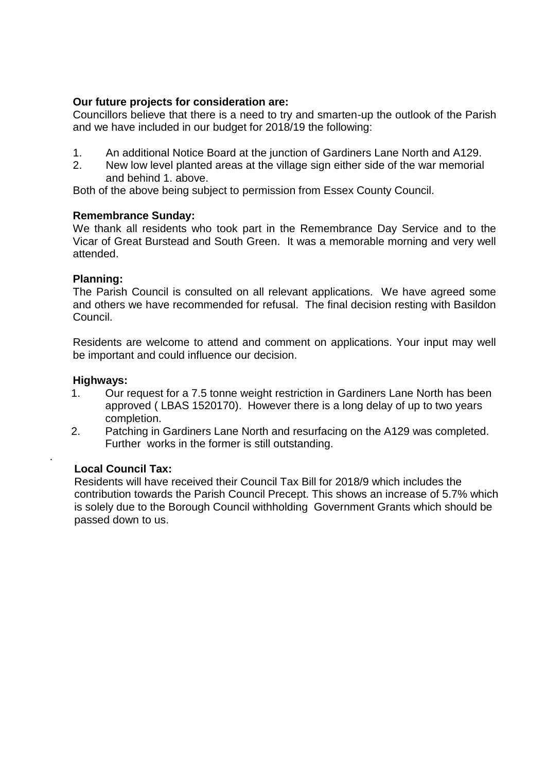**Our future projects for consideration are:**
Councillors believe that there is a need to try and smarten-up the outlook of the Parish and we have included in our budget for 2018/19 the following:

1. An additional Notice Board at the junction of Gardiners Lane North and A129.
2. New low level planted areas at the village sign either side of the war memorial and behind 1. above.

Both of the above being subject to permission from Essex County Council.

**Remembrance Sunday:**
We thank all residents who took part in the Remembrance Day Service and to the Vicar of Great Burstead and South Green. It was a memorable morning and very well attended.

**Planning:**
The Parish Council is consulted on all relevant applications. We have agreed some and others we have recommended for refusal. The final decision resting with Basildon Council.

Residents are welcome to attend and comment on applications. Your input may well be important and could influence our decision.

**Highways:**

1. Our request for a 7.5 tonne weight restriction in Gardiners Lane North has been approved ( LBAS 1520170). However there is a long delay of up to two years completion.
2. Patching in Gardiners Lane North and resurfacing on the A129 was completed. Further works in the former is still outstanding.

**Local Council Tax:**
Residents will have received their Council Tax Bill for 2018/9 which includes the contribution towards the Parish Council Precept. This shows an increase of 5.7% which is solely due to the Borough Council withholding Government Grants which should be passed down to us.